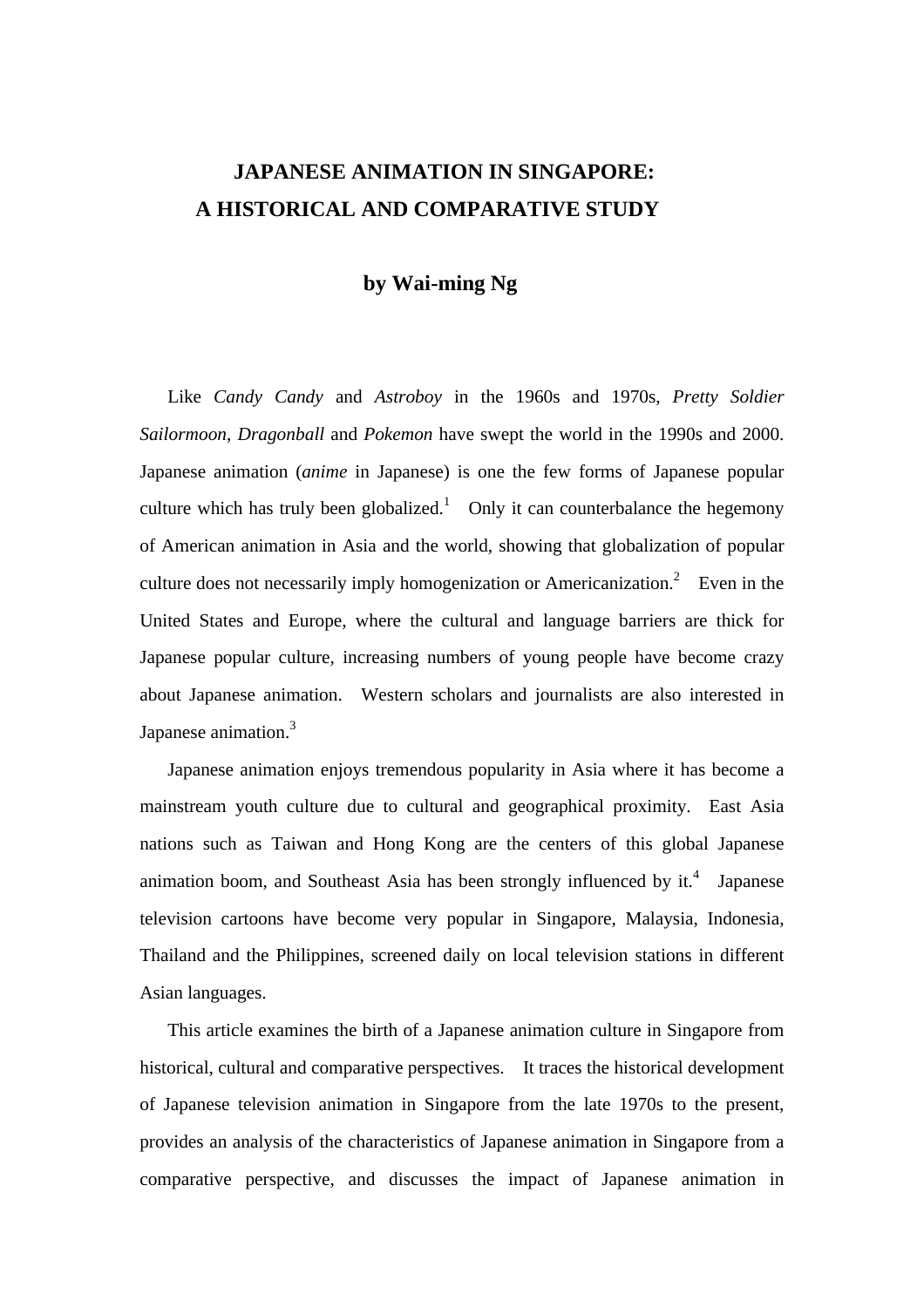# JAPANESE ANIMATION IN SINGAPORE: A HISTORICAL AND COMPARATIVE STUDY

**by Wai-ming Ng**

Like *Candy Candy* and *Astroboy* in the 1960s and 1970s, *Pretty Soldier Sailormoon*, *Dragonball* and *Pokemon* have swept the world in the 1990s and 2000. Japanese animation (*anime* in Japanese) is one the few forms of Japanese popular culture which has truly been globalized.[1] Only it can counterbalance the hegemony of American animation in Asia and the world, showing that globalization of popular culture does not necessarily imply homogenization or Americanization.[2] Even in the United States and Europe, where the cultural and language barriers are thick for Japanese popular culture, increasing numbers of young people have become crazy about Japanese animation. Western scholars and journalists are also interested in Japanese animation.[3]

Japanese animation enjoys tremendous popularity in Asia where it has become a mainstream youth culture due to cultural and geographical proximity. East Asia nations such as Taiwan and Hong Kong are the centers of this global Japanese animation boom, and Southeast Asia has been strongly influenced by it.[4] Japanese television cartoons have become very popular in Singapore, Malaysia, Indonesia, Thailand and the Philippines, screened daily on local television stations in different Asian languages.

This article examines the birth of a Japanese animation culture in Singapore from historical, cultural and comparative perspectives. It traces the historical development of Japanese television animation in Singapore from the late 1970s to the present, provides an analysis of the characteristics of Japanese animation in Singapore from a comparative perspective, and discusses the impact of Japanese animation in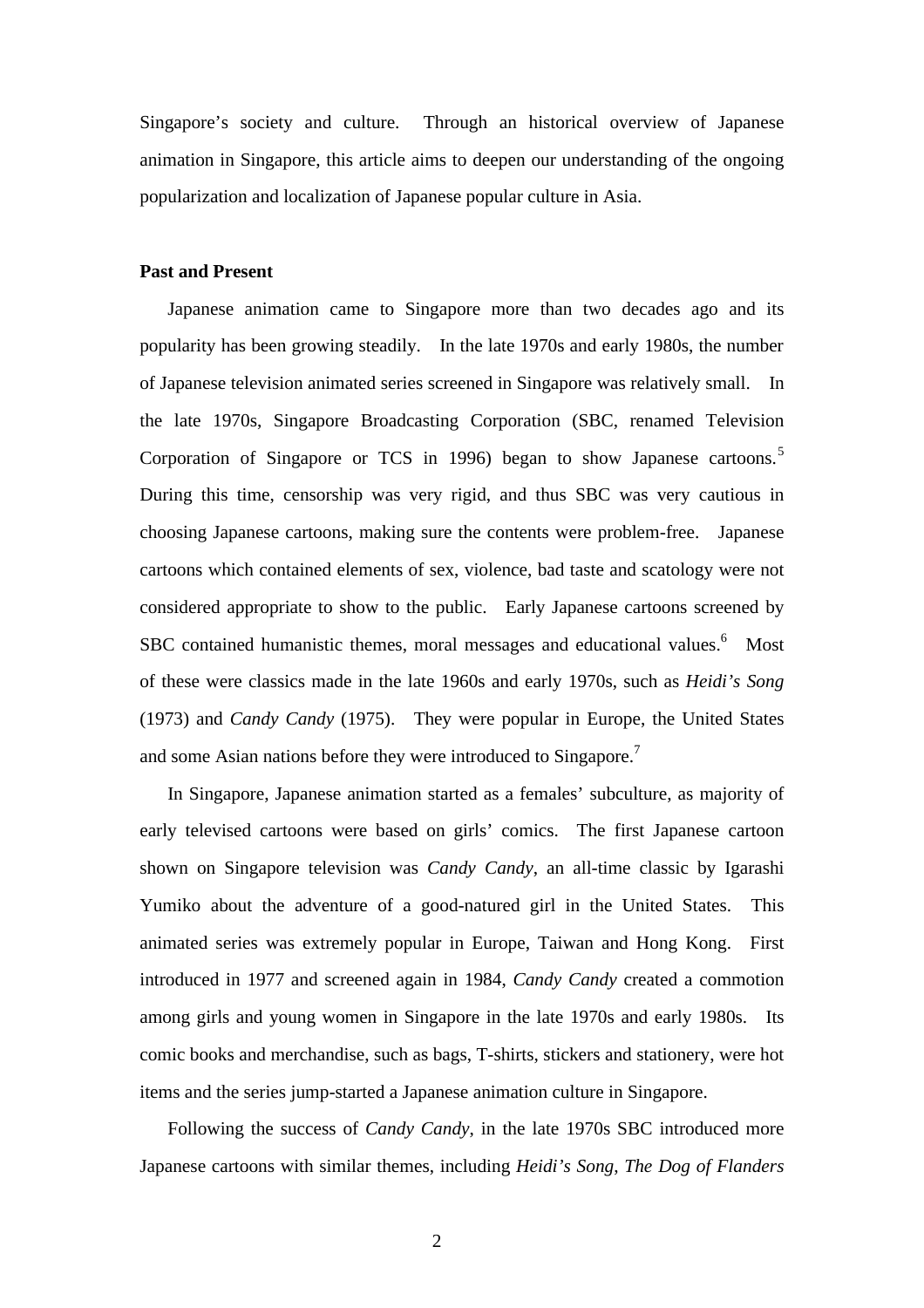Singapore's society and culture. Through an historical overview of Japanese animation in Singapore, this article aims to deepen our understanding of the ongoing popularization and localization of Japanese popular culture in Asia.

**Past and Present**

Japanese animation came to Singapore more than two decades ago and its popularity has been growing steadily. In the late 1970s and early 1980s, the number of Japanese television animated series screened in Singapore was relatively small. In the late 1970s, Singapore Broadcasting Corporation (SBC, renamed Television Corporation of Singapore or TCS in 1996) began to show Japanese cartoons.[5] During this time, censorship was very rigid, and thus SBC was very cautious in choosing Japanese cartoons, making sure the contents were problem-free. Japanese cartoons which contained elements of sex, violence, bad taste and scatology were not considered appropriate to show to the public. Early Japanese cartoons screened by SBC contained humanistic themes, moral messages and educational values.[6] Most of these were classics made in the late 1960s and early 1970s, such as *Heidi's Song* (1973) and *Candy Candy* (1975). They were popular in Europe, the United States and some Asian nations before they were introduced to Singapore.[7]

In Singapore, Japanese animation started as a females' subculture, as majority of early televised cartoons were based on girls' comics. The first Japanese cartoon shown on Singapore television was *Candy Candy*, an all-time classic by Igarashi Yumiko about the adventure of a good-natured girl in the United States. This animated series was extremely popular in Europe, Taiwan and Hong Kong. First introduced in 1977 and screened again in 1984, *Candy Candy* created a commotion among girls and young women in Singapore in the late 1970s and early 1980s. Its comic books and merchandise, such as bags, T-shirts, stickers and stationery, were hot items and the series jump-started a Japanese animation culture in Singapore.

Following the success of *Candy Candy*, in the late 1970s SBC introduced more Japanese cartoons with similar themes, including *Heidi's Song*, *The Dog of Flanders*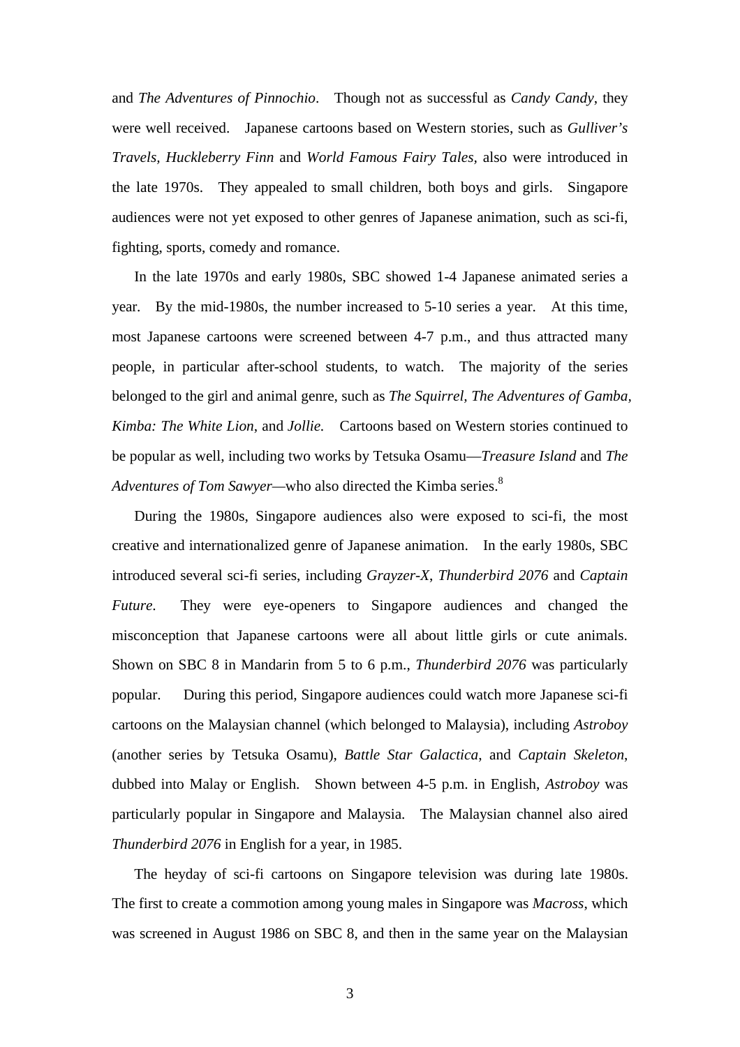and *The Adventures of Pinnochio*. Though not as successful as *Candy Candy*, they were well received. Japanese cartoons based on Western stories, such as *Gulliver's Travels, Huckleberry Finn* and *World Famous Fairy Tales*, also were introduced in the late 1970s. They appealed to small children, both boys and girls. Singapore audiences were not yet exposed to other genres of Japanese animation, such as sci-fi, fighting, sports, comedy and romance.

In the late 1970s and early 1980s, SBC showed 1-4 Japanese animated series a year. By the mid-1980s, the number increased to 5-10 series a year. At this time, most Japanese cartoons were screened between 4-7 p.m., and thus attracted many people, in particular after-school students, to watch. The majority of the series belonged to the girl and animal genre, such as *The Squirrel, The Adventures of Gamba, Kimba: The White Lion*, and *Jollie.* Cartoons based on Western stories continued to be popular as well, including two works by Tetsuka Osamu—*Treasure Island* and *The Adventures of Tom Sawyer*—who also directed the Kimba series.[8]

During the 1980s, Singapore audiences also were exposed to sci-fi, the most creative and internationalized genre of Japanese animation. In the early 1980s, SBC introduced several sci-fi series, including *Grayzer-X*, *Thunderbird 2076* and *Captain Future*. They were eye-openers to Singapore audiences and changed the misconception that Japanese cartoons were all about little girls or cute animals. Shown on SBC 8 in Mandarin from 5 to 6 p.m., *Thunderbird 2076* was particularly popular. During this period, Singapore audiences could watch more Japanese sci-fi cartoons on the Malaysian channel (which belonged to Malaysia), including *Astroboy* (another series by Tetsuka Osamu), *Battle Star Galactica*, and *Captain Skeleton*, dubbed into Malay or English. Shown between 4-5 p.m. in English, *Astroboy* was particularly popular in Singapore and Malaysia. The Malaysian channel also aired *Thunderbird 2076* in English for a year, in 1985.

The heyday of sci-fi cartoons on Singapore television was during late 1980s. The first to create a commotion among young males in Singapore was *Macross*, which was screened in August 1986 on SBC 8, and then in the same year on the Malaysian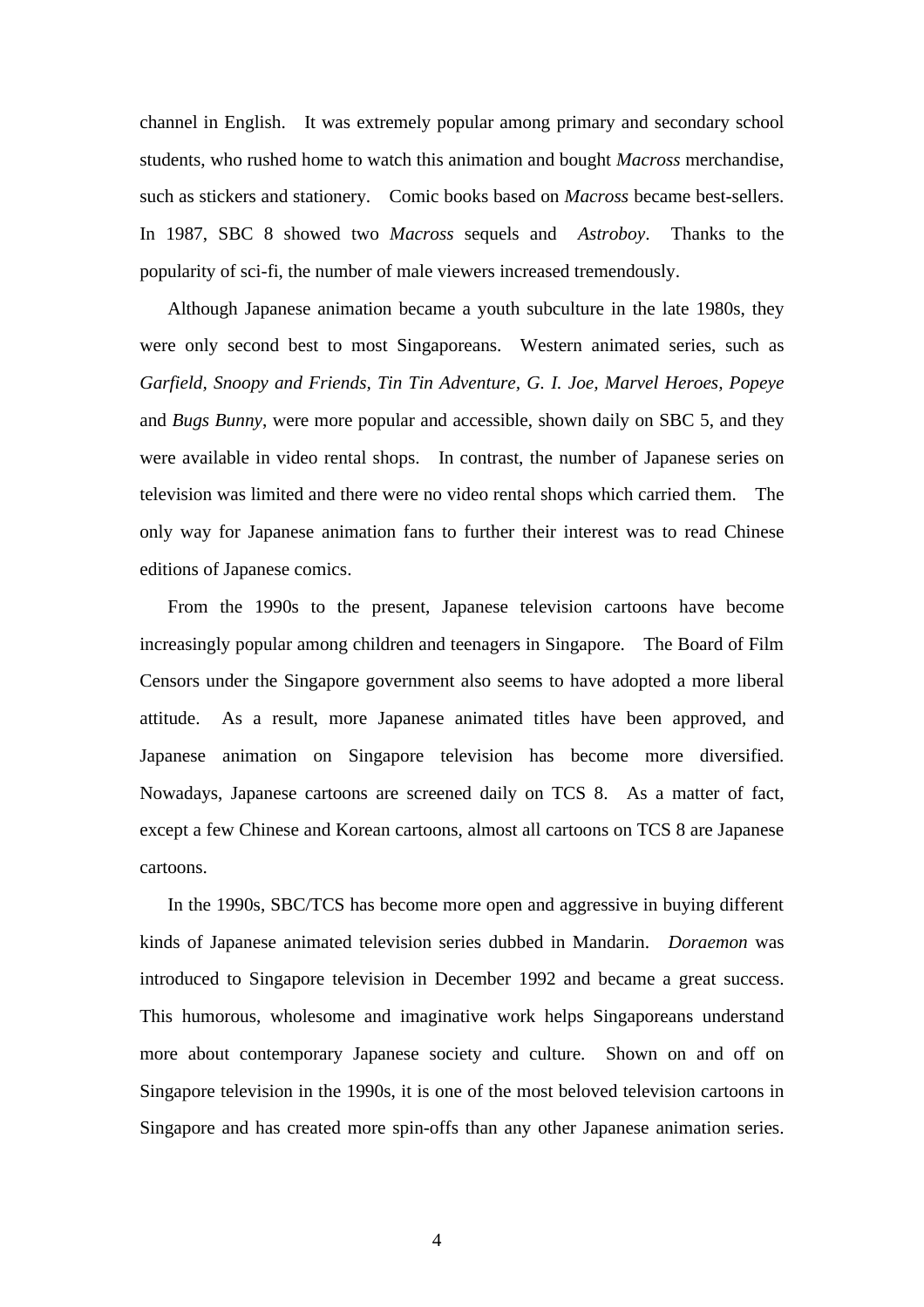channel in English. It was extremely popular among primary and secondary school students, who rushed home to watch this animation and bought *Macross* merchandise, such as stickers and stationery. Comic books based on *Macross* became best-sellers. In 1987, SBC 8 showed two *Macross* sequels and *Astroboy*. Thanks to the popularity of sci-fi, the number of male viewers increased tremendously.

Although Japanese animation became a youth subculture in the late 1980s, they were only second best to most Singaporeans. Western animated series, such as *Garfield*, *Snoopy and Friends*, *Tin Tin Adventure*, *G. I. Joe*, *Marvel Heroes*, *Popeye* and *Bugs Bunny*, were more popular and accessible, shown daily on SBC 5, and they were available in video rental shops. In contrast, the number of Japanese series on television was limited and there were no video rental shops which carried them. The only way for Japanese animation fans to further their interest was to read Chinese editions of Japanese comics.

From the 1990s to the present, Japanese television cartoons have become increasingly popular among children and teenagers in Singapore. The Board of Film Censors under the Singapore government also seems to have adopted a more liberal attitude. As a result, more Japanese animated titles have been approved, and Japanese animation on Singapore television has become more diversified. Nowadays, Japanese cartoons are screened daily on TCS 8. As a matter of fact, except a few Chinese and Korean cartoons, almost all cartoons on TCS 8 are Japanese cartoons.

In the 1990s, SBC/TCS has become more open and aggressive in buying different kinds of Japanese animated television series dubbed in Mandarin. *Doraemon* was introduced to Singapore television in December 1992 and became a great success. This humorous, wholesome and imaginative work helps Singaporeans understand more about contemporary Japanese society and culture. Shown on and off on Singapore television in the 1990s, it is one of the most beloved television cartoons in Singapore and has created more spin-offs than any other Japanese animation series.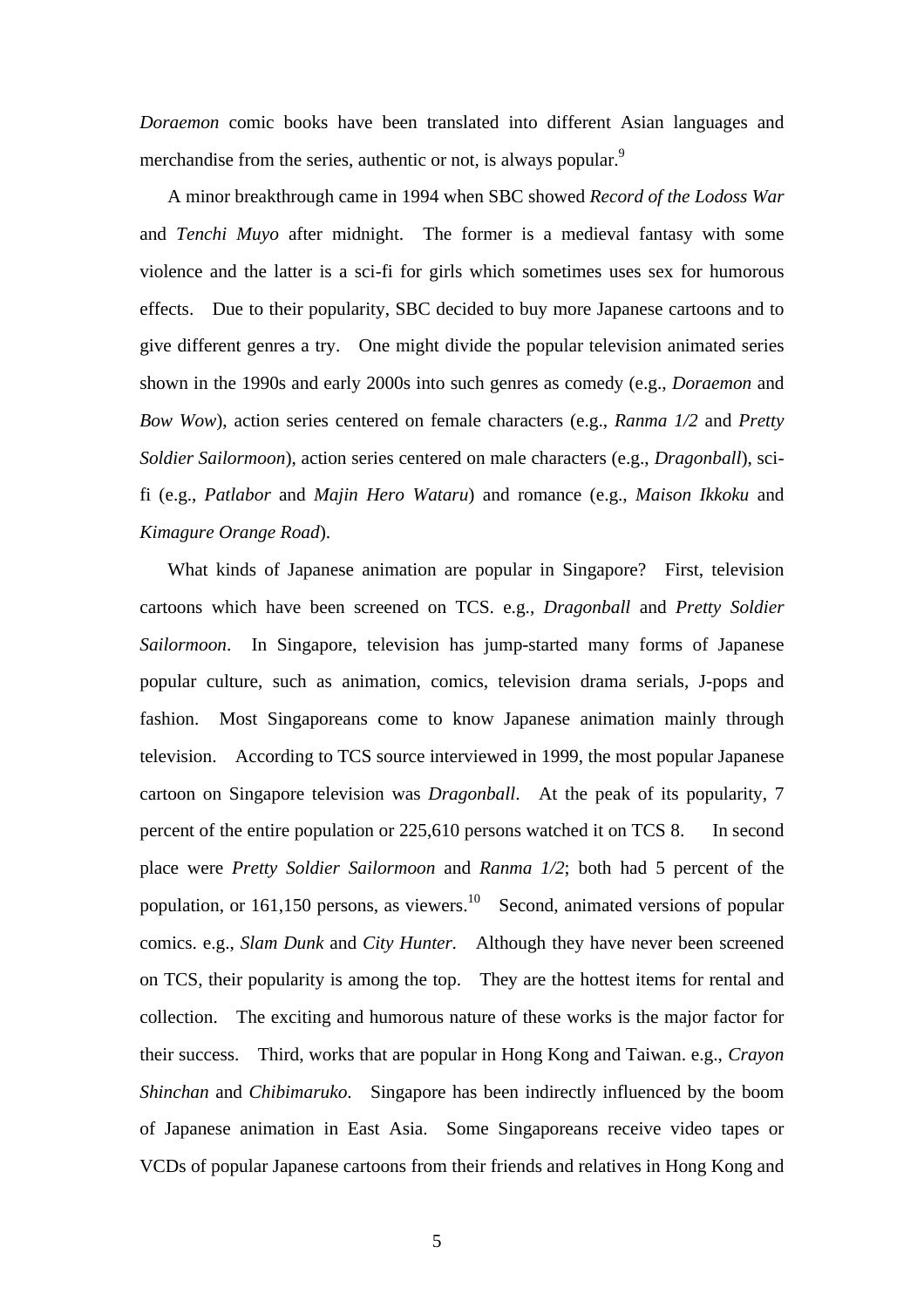*Doraemon* comic books have been translated into different Asian languages and merchandise from the series, authentic or not, is always popular.[9]

A minor breakthrough came in 1994 when SBC showed *Record of the Lodoss War* and *Tenchi Muyo* after midnight. The former is a medieval fantasy with some violence and the latter is a sci-fi for girls which sometimes uses sex for humorous effects. Due to their popularity, SBC decided to buy more Japanese cartoons and to give different genres a try. One might divide the popular television animated series shown in the 1990s and early 2000s into such genres as comedy (e.g., *Doraemon* and *Bow Wow*), action series centered on female characters (e.g., *Ranma 1/2* and *Pretty Soldier Sailormoon*), action series centered on male characters (e.g., *Dragonball*), sci-fi (e.g., *Patlabor* and *Majin Hero Wataru*) and romance (e.g., *Maison Ikkoku* and *Kimagure Orange Road*).

What kinds of Japanese animation are popular in Singapore? First, television cartoons which have been screened on TCS. e.g., *Dragonball* and *Pretty Soldier Sailormoon*. In Singapore, television has jump-started many forms of Japanese popular culture, such as animation, comics, television drama serials, J-pops and fashion. Most Singaporeans come to know Japanese animation mainly through television. According to TCS source interviewed in 1999, the most popular Japanese cartoon on Singapore television was *Dragonball*. At the peak of its popularity, 7 percent of the entire population or 225,610 persons watched it on TCS 8. In second place were *Pretty Soldier Sailormoon* and *Ranma 1/2*; both had 5 percent of the population, or 161,150 persons, as viewers.[10] Second, animated versions of popular comics. e.g., *Slam Dunk* and *City Hunter.* Although they have never been screened on TCS, their popularity is among the top. They are the hottest items for rental and collection. The exciting and humorous nature of these works is the major factor for their success. Third, works that are popular in Hong Kong and Taiwan. e.g., *Crayon Shinchan* and *Chibimaruko*. Singapore has been indirectly influenced by the boom of Japanese animation in East Asia. Some Singaporeans receive video tapes or VCDs of popular Japanese cartoons from their friends and relatives in Hong Kong and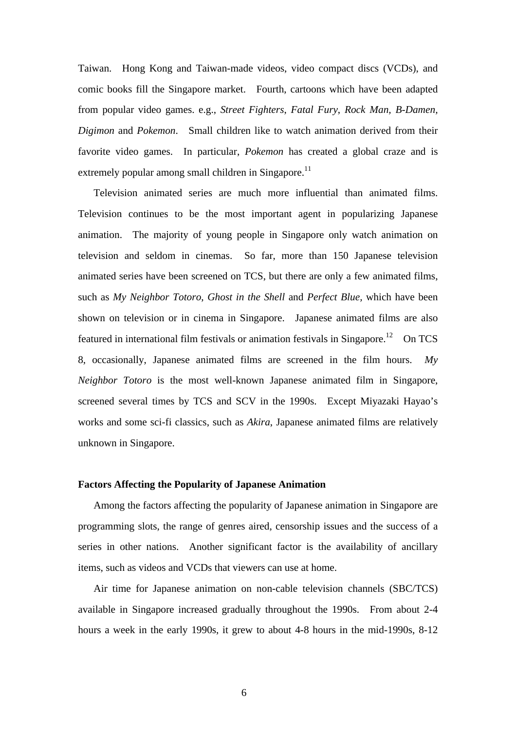Taiwan. Hong Kong and Taiwan-made videos, video compact discs (VCDs), and comic books fill the Singapore market. Fourth, cartoons which have been adapted from popular video games. e.g., *Street Fighters*, *Fatal Fury*, *Rock Man, B-Damen, Digimon* and *Pokemon*. Small children like to watch animation derived from their favorite video games. In particular, *Pokemon* has created a global craze and is extremely popular among small children in Singapore.[11]

Television animated series are much more influential than animated films. Television continues to be the most important agent in popularizing Japanese animation. The majority of young people in Singapore only watch animation on television and seldom in cinemas. So far, more than 150 Japanese television animated series have been screened on TCS, but there are only a few animated films, such as *My Neighbor Totoro*, *Ghost in the Shell* and *Perfect Blue*, which have been shown on television or in cinema in Singapore. Japanese animated films are also featured in international film festivals or animation festivals in Singapore.[12] On TCS 8, occasionally, Japanese animated films are screened in the film hours. *My Neighbor Totoro* is the most well-known Japanese animated film in Singapore, screened several times by TCS and SCV in the 1990s. Except Miyazaki Hayao's works and some sci-fi classics, such as *Akira*, Japanese animated films are relatively unknown in Singapore.

## Factors Affecting the Popularity of Japanese Animation

Among the factors affecting the popularity of Japanese animation in Singapore are programming slots, the range of genres aired, censorship issues and the success of a series in other nations. Another significant factor is the availability of ancillary items, such as videos and VCDs that viewers can use at home.

Air time for Japanese animation on non-cable television channels (SBC/TCS) available in Singapore increased gradually throughout the 1990s. From about 2-4 hours a week in the early 1990s, it grew to about 4-8 hours in the mid-1990s, 8-12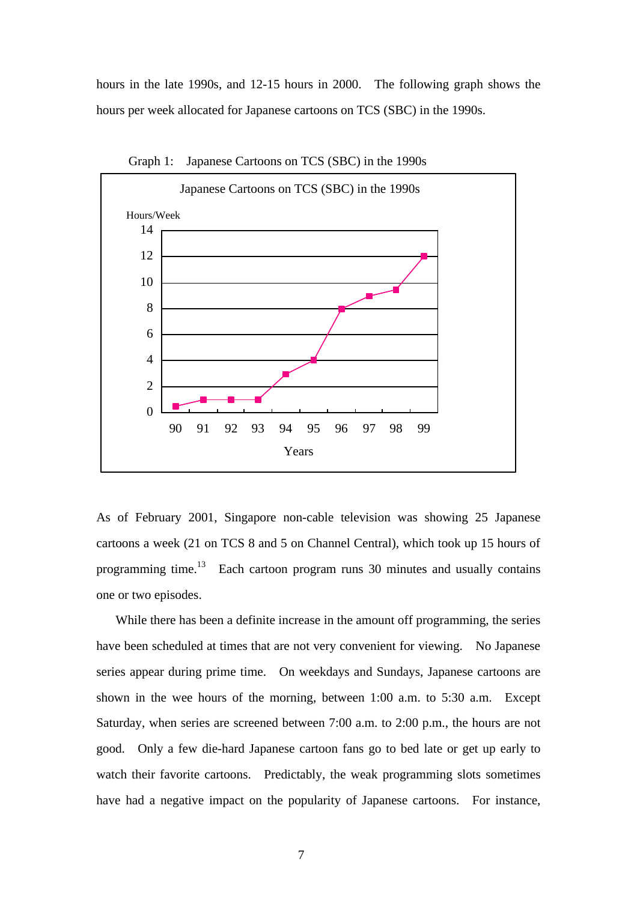hours in the late 1990s, and 12-15 hours in 2000. The following graph shows the hours per week allocated for Japanese cartoons on TCS (SBC) in the 1990s.

Graph 1: Japanese Cartoons on TCS (SBC) in the 1990s

As of February 2001, Singapore non-cable television was showing 25 Japanese cartoons a week (21 on TCS 8 and 5 on Channel Central), which took up 15 hours of programming time.[13] Each cartoon program runs 30 minutes and usually contains one or two episodes.

While there has been a definite increase in the amount off programming, the series have been scheduled at times that are not very convenient for viewing. No Japanese series appear during prime time. On weekdays and Sundays, Japanese cartoons are shown in the wee hours of the morning, between 1:00 a.m. to 5:30 a.m. Except Saturday, when series are screened between 7:00 a.m. to 2:00 p.m., the hours are not good. Only a few die-hard Japanese cartoon fans go to bed late or get up early to watch their favorite cartoons. Predictably, the weak programming slots sometimes have had a negative impact on the popularity of Japanese cartoons. For instance,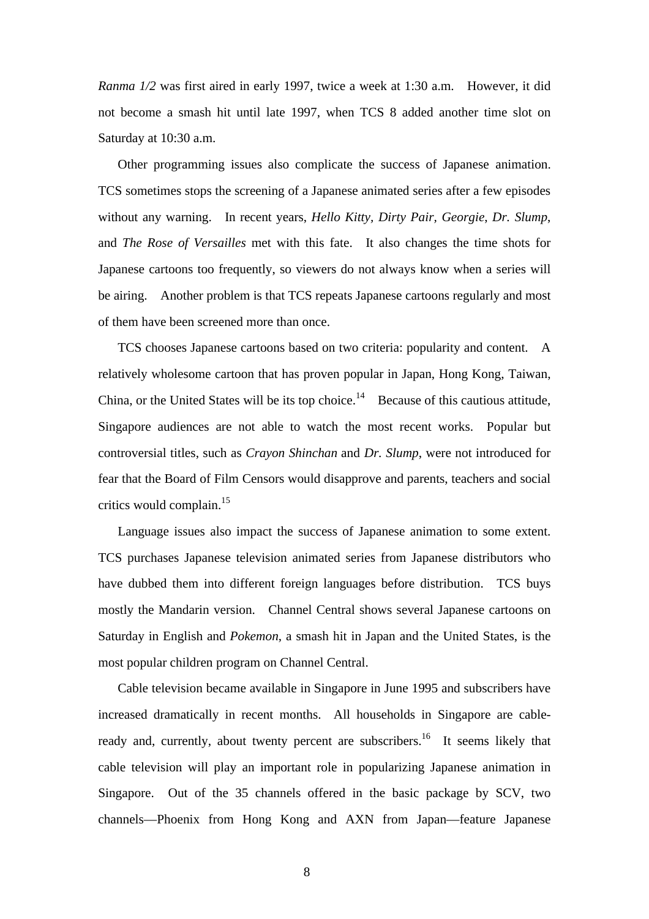*Ranma 1/2* was first aired in early 1997, twice a week at 1:30 a.m. However, it did not become a smash hit until late 1997, when TCS 8 added another time slot on Saturday at 10:30 a.m.

Other programming issues also complicate the success of Japanese animation. TCS sometimes stops the screening of a Japanese animated series after a few episodes without any warning. In recent years, *Hello Kitty*, *Dirty Pair*, *Georgie*, *Dr. Slump*, and *The Rose of Versailles* met with this fate. It also changes the time shots for Japanese cartoons too frequently, so viewers do not always know when a series will be airing. Another problem is that TCS repeats Japanese cartoons regularly and most of them have been screened more than once.

TCS chooses Japanese cartoons based on two criteria: popularity and content. A relatively wholesome cartoon that has proven popular in Japan, Hong Kong, Taiwan, China, or the United States will be its top choice.[14] Because of this cautious attitude, Singapore audiences are not able to watch the most recent works. Popular but controversial titles, such as *Crayon Shinchan* and *Dr. Slump*, were not introduced for fear that the Board of Film Censors would disapprove and parents, teachers and social critics would complain.[15]

Language issues also impact the success of Japanese animation to some extent. TCS purchases Japanese television animated series from Japanese distributors who have dubbed them into different foreign languages before distribution. TCS buys mostly the Mandarin version. Channel Central shows several Japanese cartoons on Saturday in English and *Pokemon*, a smash hit in Japan and the United States, is the most popular children program on Channel Central.

Cable television became available in Singapore in June 1995 and subscribers have increased dramatically in recent months. All households in Singapore are cable-ready and, currently, about twenty percent are subscribers.[16] It seems likely that cable television will play an important role in popularizing Japanese animation in Singapore. Out of the 35 channels offered in the basic package by SCV, two channels—Phoenix from Hong Kong and AXN from Japan—feature Japanese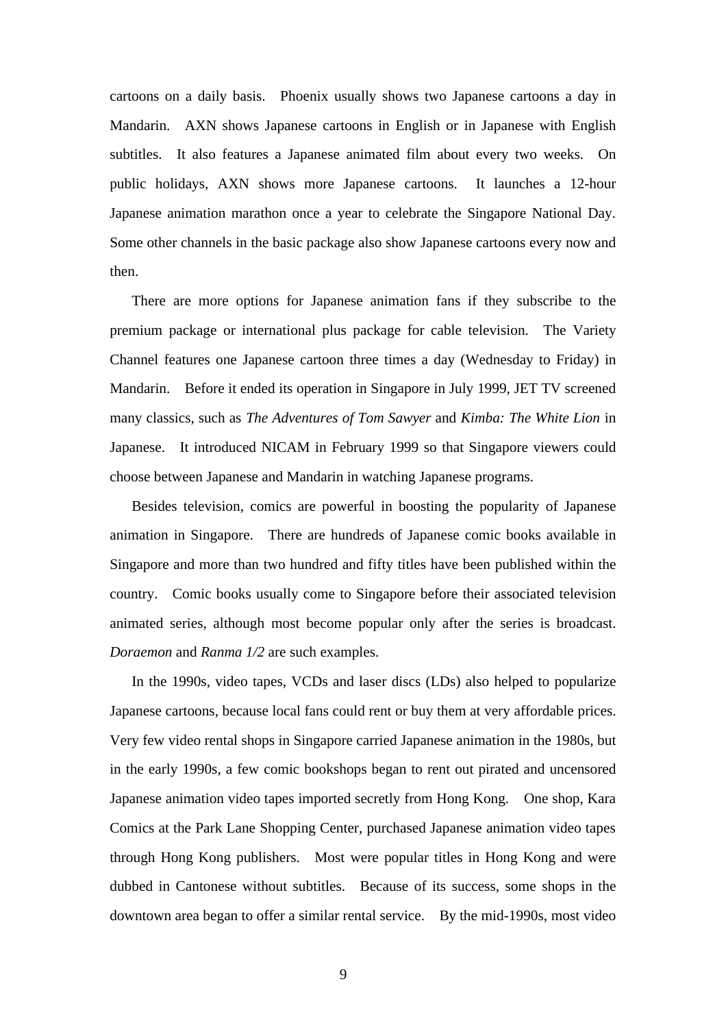cartoons on a daily basis. Phoenix usually shows two Japanese cartoons a day in Mandarin. AXN shows Japanese cartoons in English or in Japanese with English subtitles. It also features a Japanese animated film about every two weeks. On public holidays, AXN shows more Japanese cartoons. It launches a 12-hour Japanese animation marathon once a year to celebrate the Singapore National Day. Some other channels in the basic package also show Japanese cartoons every now and then.

There are more options for Japanese animation fans if they subscribe to the premium package or international plus package for cable television. The Variety Channel features one Japanese cartoon three times a day (Wednesday to Friday) in Mandarin. Before it ended its operation in Singapore in July 1999, JET TV screened many classics, such as *The Adventures of Tom Sawyer* and *Kimba: The White Lion* in Japanese. It introduced NICAM in February 1999 so that Singapore viewers could choose between Japanese and Mandarin in watching Japanese programs.

Besides television, comics are powerful in boosting the popularity of Japanese animation in Singapore. There are hundreds of Japanese comic books available in Singapore and more than two hundred and fifty titles have been published within the country. Comic books usually come to Singapore before their associated television animated series, although most become popular only after the series is broadcast. *Doraemon* and *Ranma 1/2* are such examples.

In the 1990s, video tapes, VCDs and laser discs (LDs) also helped to popularize Japanese cartoons, because local fans could rent or buy them at very affordable prices. Very few video rental shops in Singapore carried Japanese animation in the 1980s, but in the early 1990s, a few comic bookshops began to rent out pirated and uncensored Japanese animation video tapes imported secretly from Hong Kong. One shop, Kara Comics at the Park Lane Shopping Center, purchased Japanese animation video tapes through Hong Kong publishers. Most were popular titles in Hong Kong and were dubbed in Cantonese without subtitles. Because of its success, some shops in the downtown area began to offer a similar rental service. By the mid-1990s, most video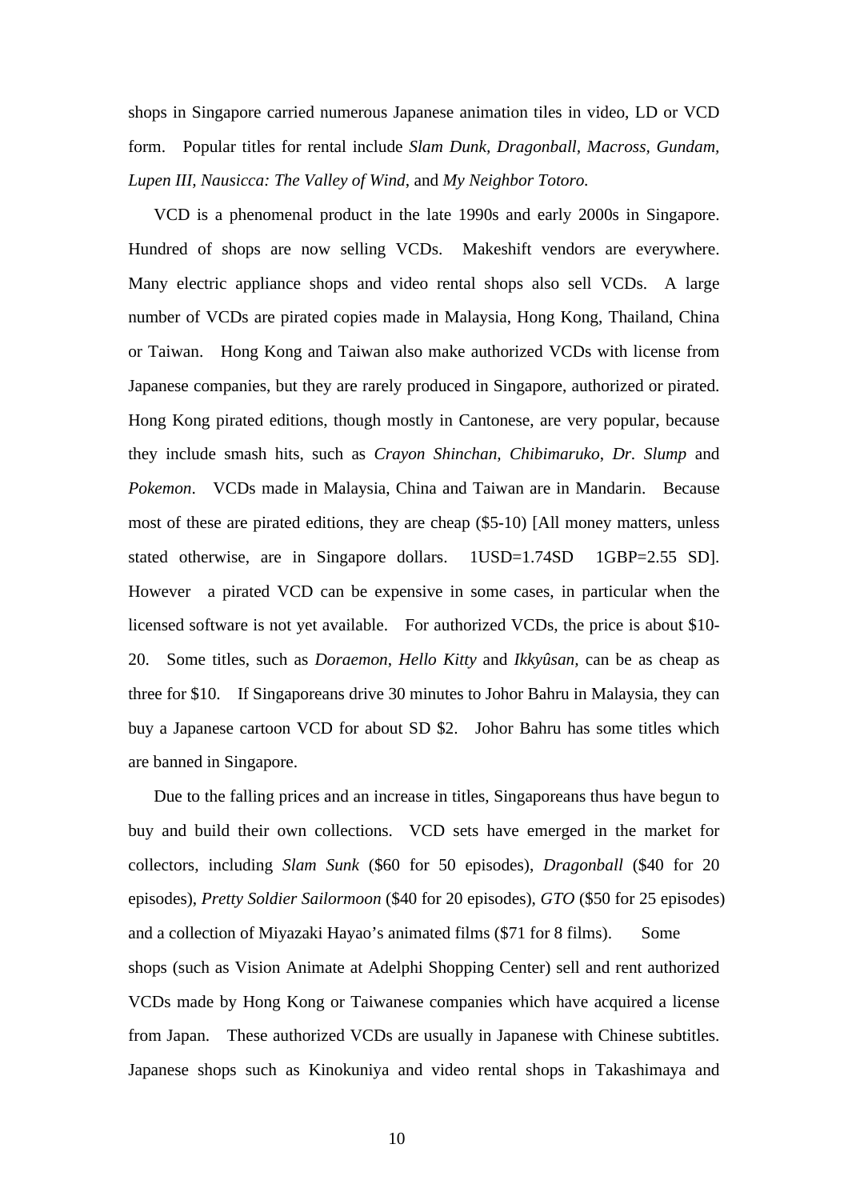shops in Singapore carried numerous Japanese animation tiles in video, LD or VCD form. Popular titles for rental include *Slam Dunk*, *Dragonball*, *Macross*, *Gundam*, *Lupen III*, *Nausicca: The Valley of Wind*, and *My Neighbor Totoro*.

VCD is a phenomenal product in the late 1990s and early 2000s in Singapore. Hundred of shops are now selling VCDs. Makeshift vendors are everywhere. Many electric appliance shops and video rental shops also sell VCDs. A large number of VCDs are pirated copies made in Malaysia, Hong Kong, Thailand, China or Taiwan. Hong Kong and Taiwan also make authorized VCDs with license from Japanese companies, but they are rarely produced in Singapore, authorized or pirated. Hong Kong pirated editions, though mostly in Cantonese, are very popular, because they include smash hits, such as *Crayon Shinchan*, *Chibimaruko*, *Dr. Slump* and *Pokemon*. VCDs made in Malaysia, China and Taiwan are in Mandarin. Because most of these are pirated editions, they are cheap ($5-10) [All money matters, unless stated otherwise, are in Singapore dollars. 1USD=1.74SD 1GBP=2.55 SD]. However a pirated VCD can be expensive in some cases, in particular when the licensed software is not yet available. For authorized VCDs, the price is about $10-20. Some titles, such as *Doraemon*, *Hello Kitty* and *Ikkyûsan*, can be as cheap as three for $10. If Singaporeans drive 30 minutes to Johor Bahru in Malaysia, they can buy a Japanese cartoon VCD for about SD $2. Johor Bahru has some titles which are banned in Singapore.

Due to the falling prices and an increase in titles, Singaporeans thus have begun to buy and build their own collections. VCD sets have emerged in the market for collectors, including *Slam Sunk* ($60 for 50 episodes), *Dragonball* ($40 for 20 episodes), *Pretty Soldier Sailormoon* ($40 for 20 episodes), *GTO* ($50 for 25 episodes) and a collection of Miyazaki Hayao's animated films ($71 for 8 films). Some shops (such as Vision Animate at Adelphi Shopping Center) sell and rent authorized VCDs made by Hong Kong or Taiwanese companies which have acquired a license from Japan. These authorized VCDs are usually in Japanese with Chinese subtitles. Japanese shops such as Kinokuniya and video rental shops in Takashimaya and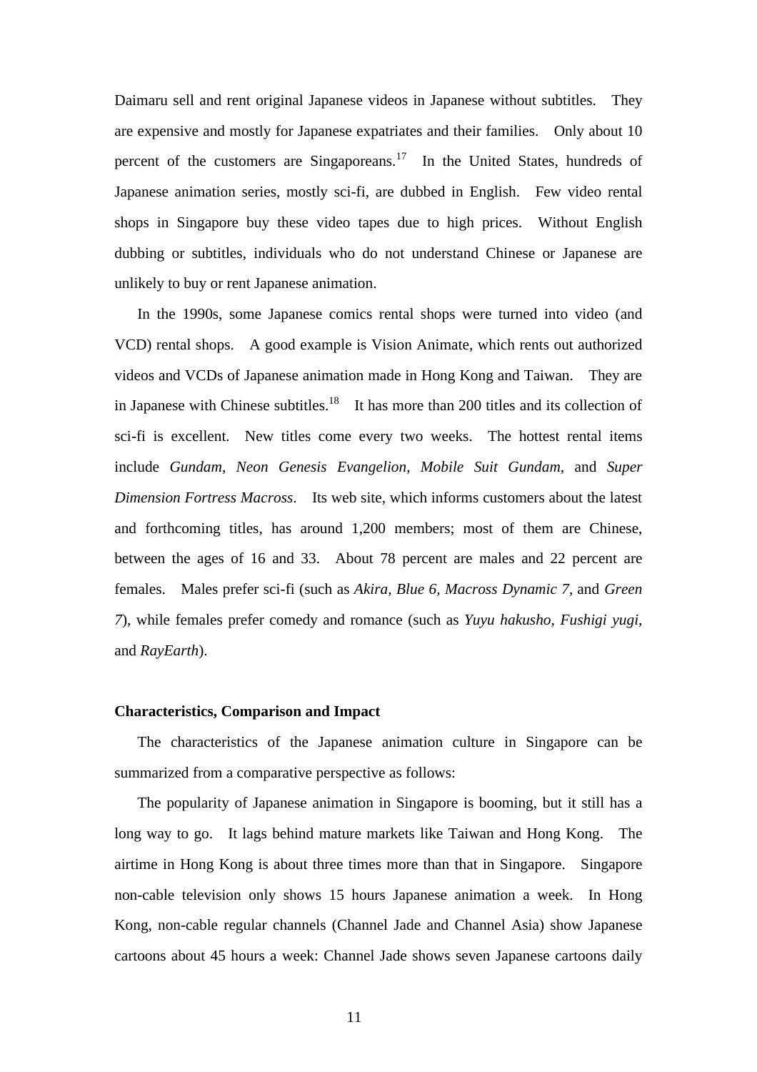Daimaru sell and rent original Japanese videos in Japanese without subtitles. They are expensive and mostly for Japanese expatriates and their families. Only about 10 percent of the customers are Singaporeans.[17] In the United States, hundreds of Japanese animation series, mostly sci-fi, are dubbed in English. Few video rental shops in Singapore buy these video tapes due to high prices. Without English dubbing or subtitles, individuals who do not understand Chinese or Japanese are unlikely to buy or rent Japanese animation.

In the 1990s, some Japanese comics rental shops were turned into video (and VCD) rental shops. A good example is Vision Animate, which rents out authorized videos and VCDs of Japanese animation made in Hong Kong and Taiwan. They are in Japanese with Chinese subtitles.[18] It has more than 200 titles and its collection of sci-fi is excellent. New titles come every two weeks. The hottest rental items include *Gundam*, *Neon Genesis Evangelion*, *Mobile Suit Gundam*, and *Super Dimension Fortress Macross*. Its web site, which informs customers about the latest and forthcoming titles, has around 1,200 members; most of them are Chinese, between the ages of 16 and 33. About 78 percent are males and 22 percent are females. Males prefer sci-fi (such as *Akira*, *Blue 6*, *Macross Dynamic 7*, and *Green 7*), while females prefer comedy and romance (such as *Yuyu hakusho*, *Fushigi yugi*, and *RayEarth*).

**Characteristics, Comparison and Impact**

The characteristics of the Japanese animation culture in Singapore can be summarized from a comparative perspective as follows:

The popularity of Japanese animation in Singapore is booming, but it still has a long way to go. It lags behind mature markets like Taiwan and Hong Kong. The airtime in Hong Kong is about three times more than that in Singapore. Singapore non-cable television only shows 15 hours Japanese animation a week. In Hong Kong, non-cable regular channels (Channel Jade and Channel Asia) show Japanese cartoons about 45 hours a week: Channel Jade shows seven Japanese cartoons daily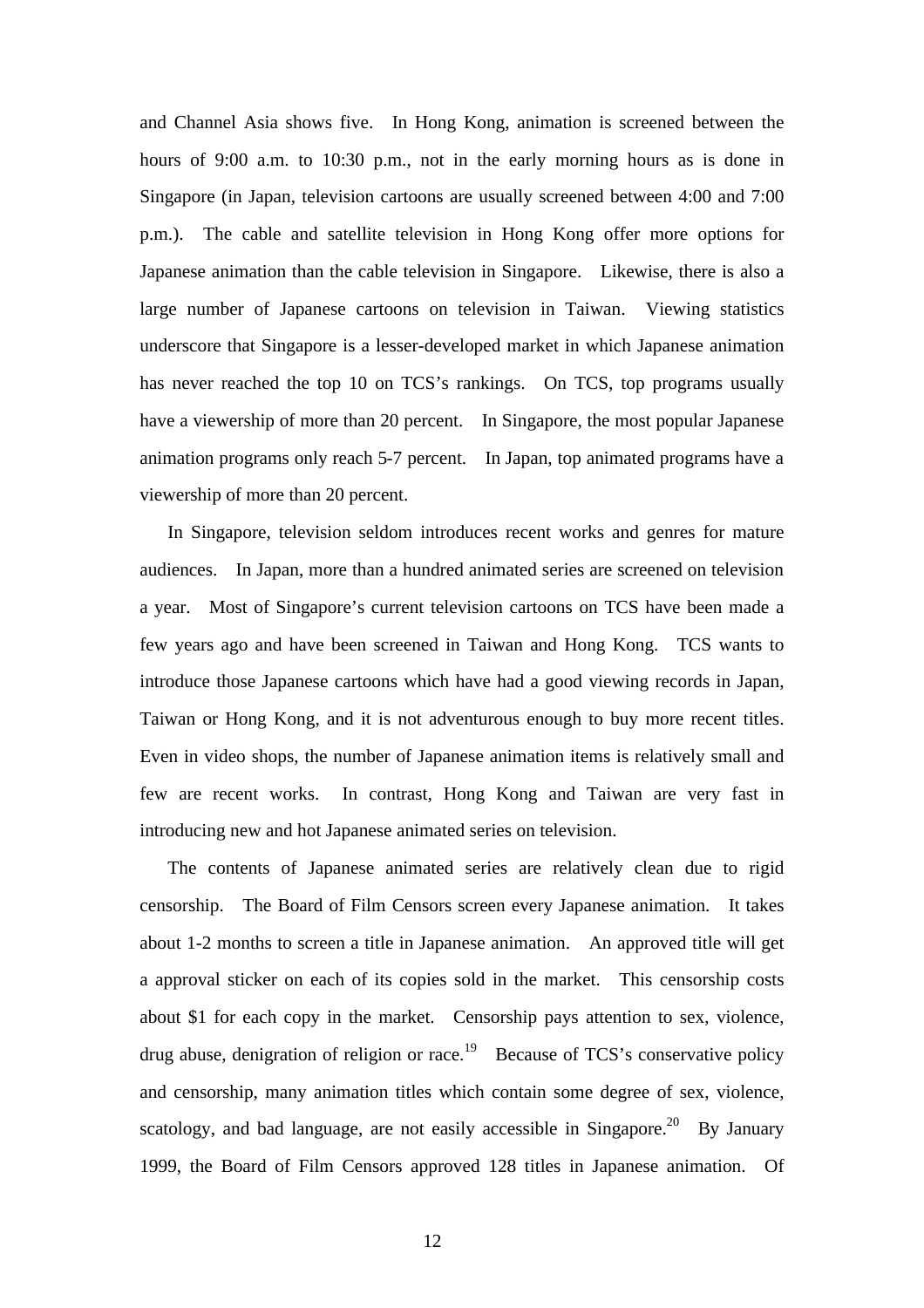and Channel Asia shows five. In Hong Kong, animation is screened between the hours of 9:00 a.m. to 10:30 p.m., not in the early morning hours as is done in Singapore (in Japan, television cartoons are usually screened between 4:00 and 7:00 p.m.). The cable and satellite television in Hong Kong offer more options for Japanese animation than the cable television in Singapore. Likewise, there is also a large number of Japanese cartoons on television in Taiwan. Viewing statistics underscore that Singapore is a lesser-developed market in which Japanese animation has never reached the top 10 on TCS's rankings. On TCS, top programs usually have a viewership of more than 20 percent. In Singapore, the most popular Japanese animation programs only reach 5-7 percent. In Japan, top animated programs have a viewership of more than 20 percent.

In Singapore, television seldom introduces recent works and genres for mature audiences. In Japan, more than a hundred animated series are screened on television a year. Most of Singapore's current television cartoons on TCS have been made a few years ago and have been screened in Taiwan and Hong Kong. TCS wants to introduce those Japanese cartoons which have had a good viewing records in Japan, Taiwan or Hong Kong, and it is not adventurous enough to buy more recent titles. Even in video shops, the number of Japanese animation items is relatively small and few are recent works. In contrast, Hong Kong and Taiwan are very fast in introducing new and hot Japanese animated series on television.

The contents of Japanese animated series are relatively clean due to rigid censorship. The Board of Film Censors screen every Japanese animation. It takes about 1-2 months to screen a title in Japanese animation. An approved title will get a approval sticker on each of its copies sold in the market. This censorship costs about $1 for each copy in the market. Censorship pays attention to sex, violence, drug abuse, denigration of religion or race.[19] Because of TCS's conservative policy and censorship, many animation titles which contain some degree of sex, violence, scatology, and bad language, are not easily accessible in Singapore.[20] By January 1999, the Board of Film Censors approved 128 titles in Japanese animation. Of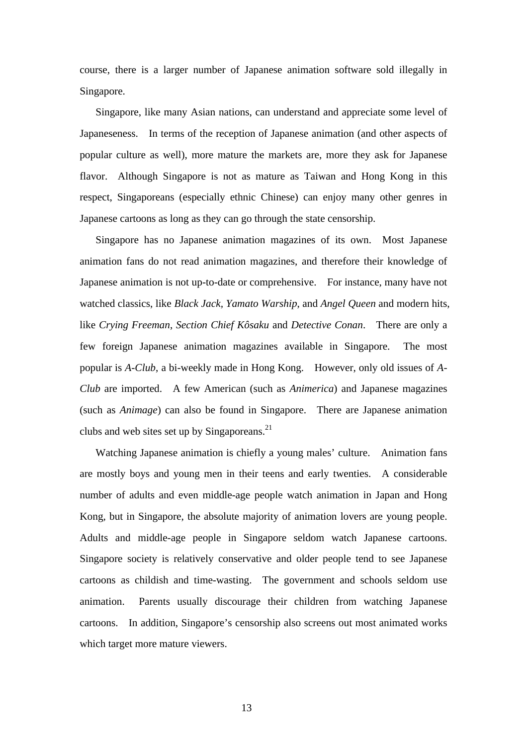course, there is a larger number of Japanese animation software sold illegally in Singapore.

Singapore, like many Asian nations, can understand and appreciate some level of Japaneseness. In terms of the reception of Japanese animation (and other aspects of popular culture as well), more mature the markets are, more they ask for Japanese flavor. Although Singapore is not as mature as Taiwan and Hong Kong in this respect, Singaporeans (especially ethnic Chinese) can enjoy many other genres in Japanese cartoons as long as they can go through the state censorship.

Singapore has no Japanese animation magazines of its own. Most Japanese animation fans do not read animation magazines, and therefore their knowledge of Japanese animation is not up-to-date or comprehensive. For instance, many have not watched classics, like *Black Jack*, *Yamato Warship*, and *Angel Queen* and modern hits, like *Crying Freeman*, *Section Chief Kôsaku* and *Detective Conan*. There are only a few foreign Japanese animation magazines available in Singapore. The most popular is *A-Club*, a bi-weekly made in Hong Kong. However, only old issues of *A-Club* are imported. A few American (such as *Animerica*) and Japanese magazines (such as *Animage*) can also be found in Singapore. There are Japanese animation clubs and web sites set up by Singaporeans.[21]

Watching Japanese animation is chiefly a young males' culture. Animation fans are mostly boys and young men in their teens and early twenties. A considerable number of adults and even middle-age people watch animation in Japan and Hong Kong, but in Singapore, the absolute majority of animation lovers are young people. Adults and middle-age people in Singapore seldom watch Japanese cartoons. Singapore society is relatively conservative and older people tend to see Japanese cartoons as childish and time-wasting. The government and schools seldom use animation. Parents usually discourage their children from watching Japanese cartoons. In addition, Singapore's censorship also screens out most animated works which target more mature viewers.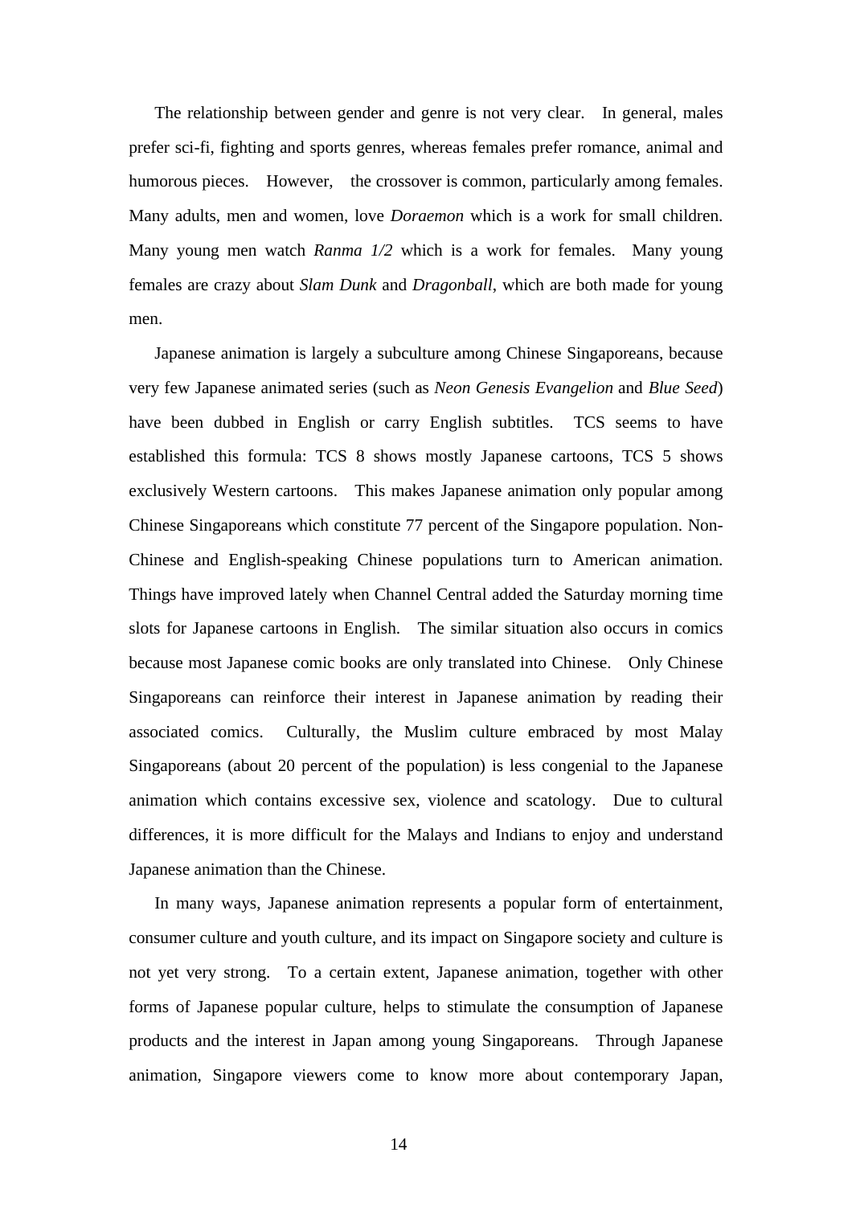The relationship between gender and genre is not very clear. In general, males prefer sci-fi, fighting and sports genres, whereas females prefer romance, animal and humorous pieces. However, the crossover is common, particularly among females. Many adults, men and women, love *Doraemon* which is a work for small children. Many young men watch *Ranma 1/2* which is a work for females. Many young females are crazy about *Slam Dunk* and *Dragonball*, which are both made for young men.

Japanese animation is largely a subculture among Chinese Singaporeans, because very few Japanese animated series (such as *Neon Genesis Evangelion* and *Blue Seed*) have been dubbed in English or carry English subtitles. TCS seems to have established this formula: TCS 8 shows mostly Japanese cartoons, TCS 5 shows exclusively Western cartoons. This makes Japanese animation only popular among Chinese Singaporeans which constitute 77 percent of the Singapore population. Non-Chinese and English-speaking Chinese populations turn to American animation. Things have improved lately when Channel Central added the Saturday morning time slots for Japanese cartoons in English. The similar situation also occurs in comics because most Japanese comic books are only translated into Chinese. Only Chinese Singaporeans can reinforce their interest in Japanese animation by reading their associated comics. Culturally, the Muslim culture embraced by most Malay Singaporeans (about 20 percent of the population) is less congenial to the Japanese animation which contains excessive sex, violence and scatology. Due to cultural differences, it is more difficult for the Malays and Indians to enjoy and understand Japanese animation than the Chinese.

In many ways, Japanese animation represents a popular form of entertainment, consumer culture and youth culture, and its impact on Singapore society and culture is not yet very strong. To a certain extent, Japanese animation, together with other forms of Japanese popular culture, helps to stimulate the consumption of Japanese products and the interest in Japan among young Singaporeans. Through Japanese animation, Singapore viewers come to know more about contemporary Japan,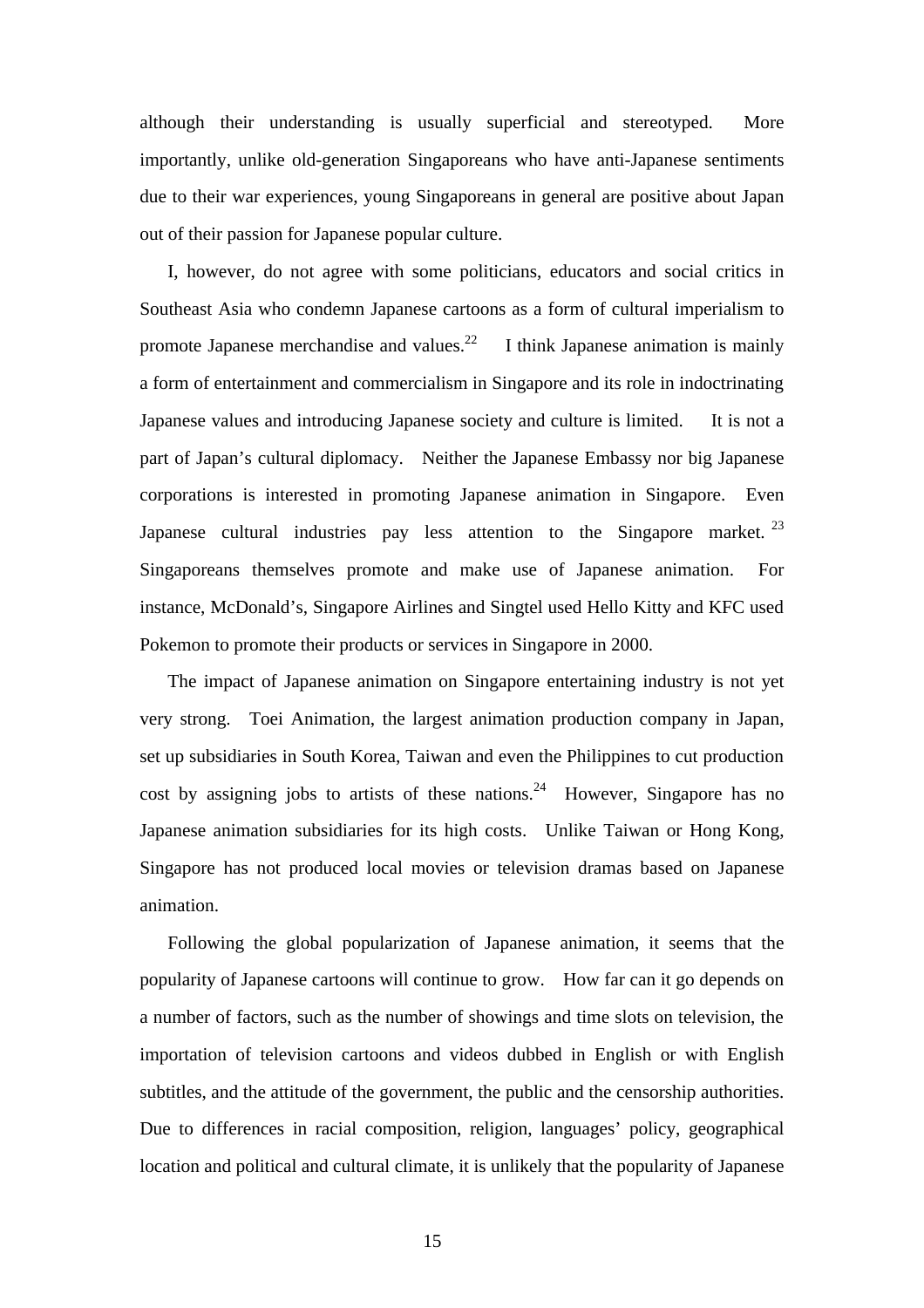although their understanding is usually superficial and stereotyped. More importantly, unlike old-generation Singaporeans who have anti-Japanese sentiments due to their war experiences, young Singaporeans in general are positive about Japan out of their passion for Japanese popular culture.

I, however, do not agree with some politicians, educators and social critics in Southeast Asia who condemn Japanese cartoons as a form of cultural imperialism to promote Japanese merchandise and values.[22] I think Japanese animation is mainly a form of entertainment and commercialism in Singapore and its role in indoctrinating Japanese values and introducing Japanese society and culture is limited. It is not a part of Japan's cultural diplomacy. Neither the Japanese Embassy nor big Japanese corporations is interested in promoting Japanese animation in Singapore. Even Japanese cultural industries pay less attention to the Singapore market.[23] Singaporeans themselves promote and make use of Japanese animation. For instance, McDonald's, Singapore Airlines and Singtel used Hello Kitty and KFC used Pokemon to promote their products or services in Singapore in 2000.

The impact of Japanese animation on Singapore entertaining industry is not yet very strong. Toei Animation, the largest animation production company in Japan, set up subsidiaries in South Korea, Taiwan and even the Philippines to cut production cost by assigning jobs to artists of these nations.[24] However, Singapore has no Japanese animation subsidiaries for its high costs. Unlike Taiwan or Hong Kong, Singapore has not produced local movies or television dramas based on Japanese animation.

Following the global popularization of Japanese animation, it seems that the popularity of Japanese cartoons will continue to grow. How far can it go depends on a number of factors, such as the number of showings and time slots on television, the importation of television cartoons and videos dubbed in English or with English subtitles, and the attitude of the government, the public and the censorship authorities. Due to differences in racial composition, religion, languages' policy, geographical location and political and cultural climate, it is unlikely that the popularity of Japanese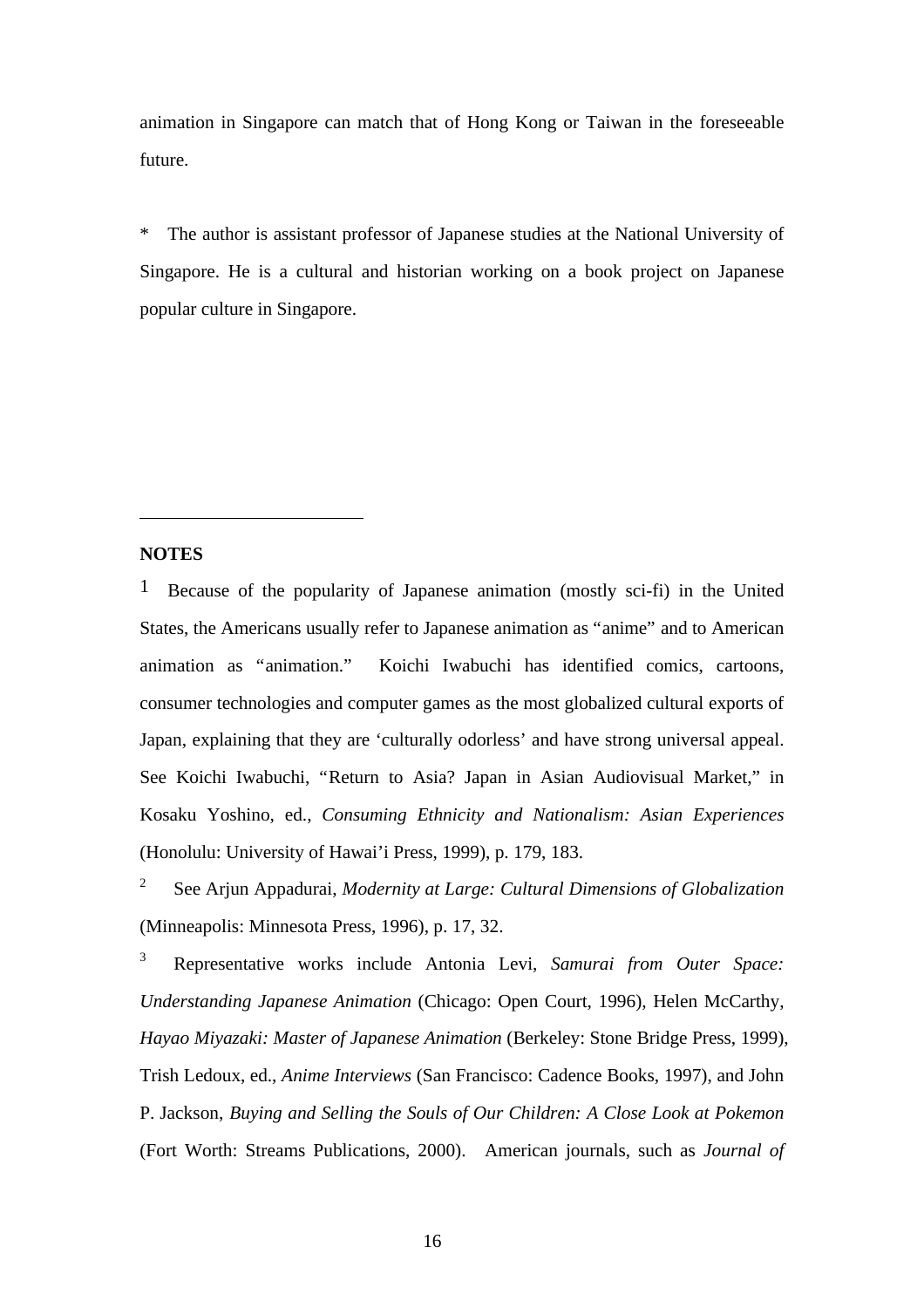animation in Singapore can match that of Hong Kong or Taiwan in the foreseeable future.

* The author is assistant professor of Japanese studies at the National University of Singapore. He is a cultural and historian working on a book project on Japanese popular culture in Singapore.

---

**NOTES**

1 Because of the popularity of Japanese animation (mostly sci-fi) in the United States, the Americans usually refer to Japanese animation as "anime" and to American animation as "animation." Koichi Iwabuchi has identified comics, cartoons, consumer technologies and computer games as the most globalized cultural exports of Japan, explaining that they are 'culturally odorless' and have strong universal appeal. See Koichi Iwabuchi, "Return to Asia? Japan in Asian Audiovisual Market," in Kosaku Yoshino, ed., *Consuming Ethnicity and Nationalism: Asian Experiences* (Honolulu: University of Hawai'i Press, 1999), p. 179, 183.

2 See Arjun Appadurai, *Modernity at Large: Cultural Dimensions of Globalization* (Minneapolis: Minnesota Press, 1996), p. 17, 32.

3 Representative works include Antonia Levi, *Samurai from Outer Space: Understanding Japanese Animation* (Chicago: Open Court, 1996), Helen McCarthy, *Hayao Miyazaki: Master of Japanese Animation* (Berkeley: Stone Bridge Press, 1999), Trish Ledoux, ed., *Anime Interviews* (San Francisco: Cadence Books, 1997), and John P. Jackson, *Buying and Selling the Souls of Our Children: A Close Look at Pokemon* (Fort Worth: Streams Publications, 2000). American journals, such as *Journal of*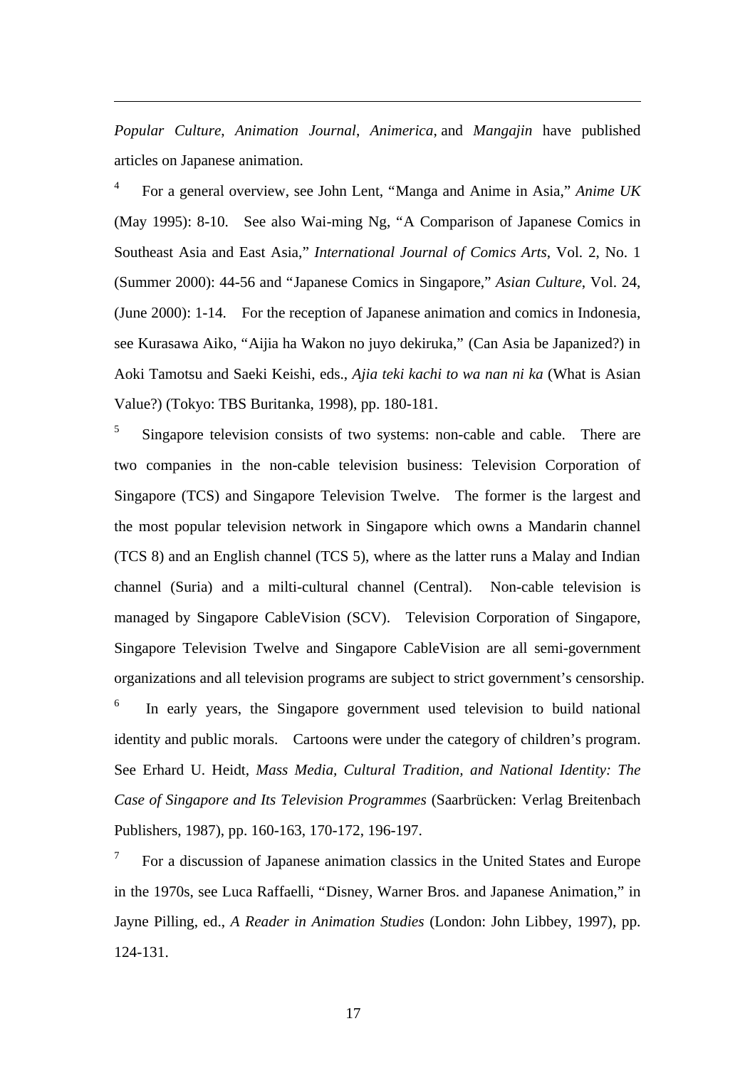*Popular Culture*, *Animation Journal*, *Animerica*, and *Mangajin* have published articles on Japanese animation.

[4] For a general overview, see John Lent, "Manga and Anime in Asia," *Anime UK* (May 1995): 8-10. See also Wai-ming Ng, "A Comparison of Japanese Comics in Southeast Asia and East Asia," *International Journal of Comics Arts*, Vol. 2, No. 1 (Summer 2000): 44-56 and "Japanese Comics in Singapore," *Asian Culture*, Vol. 24, (June 2000): 1-14. For the reception of Japanese animation and comics in Indonesia, see Kurasawa Aiko, "Aijia ha Wakon no juyo dekiruka," (Can Asia be Japanized?) in Aoki Tamotsu and Saeki Keishi, eds., *Ajia teki kachi to wa nan ni ka* (What is Asian Value?) (Tokyo: TBS Buritanka, 1998), pp. 180-181.

[5] Singapore television consists of two systems: non-cable and cable. There are two companies in the non-cable television business: Television Corporation of Singapore (TCS) and Singapore Television Twelve. The former is the largest and the most popular television network in Singapore which owns a Mandarin channel (TCS 8) and an English channel (TCS 5), where as the latter runs a Malay and Indian channel (Suria) and a milti-cultural channel (Central). Non-cable television is managed by Singapore CableVision (SCV). Television Corporation of Singapore, Singapore Television Twelve and Singapore CableVision are all semi-government organizations and all television programs are subject to strict government's censorship.

[6] In early years, the Singapore government used television to build national identity and public morals. Cartoons were under the category of children's program. See Erhard U. Heidt, *Mass Media, Cultural Tradition, and National Identity: The Case of Singapore and Its Television Programmes* (Saarbrücken: Verlag Breitenbach Publishers, 1987), pp. 160-163, 170-172, 196-197.

[7] For a discussion of Japanese animation classics in the United States and Europe in the 1970s, see Luca Raffaelli, "Disney, Warner Bros. and Japanese Animation," in Jayne Pilling, ed., *A Reader in Animation Studies* (London: John Libbey, 1997), pp. 124-131.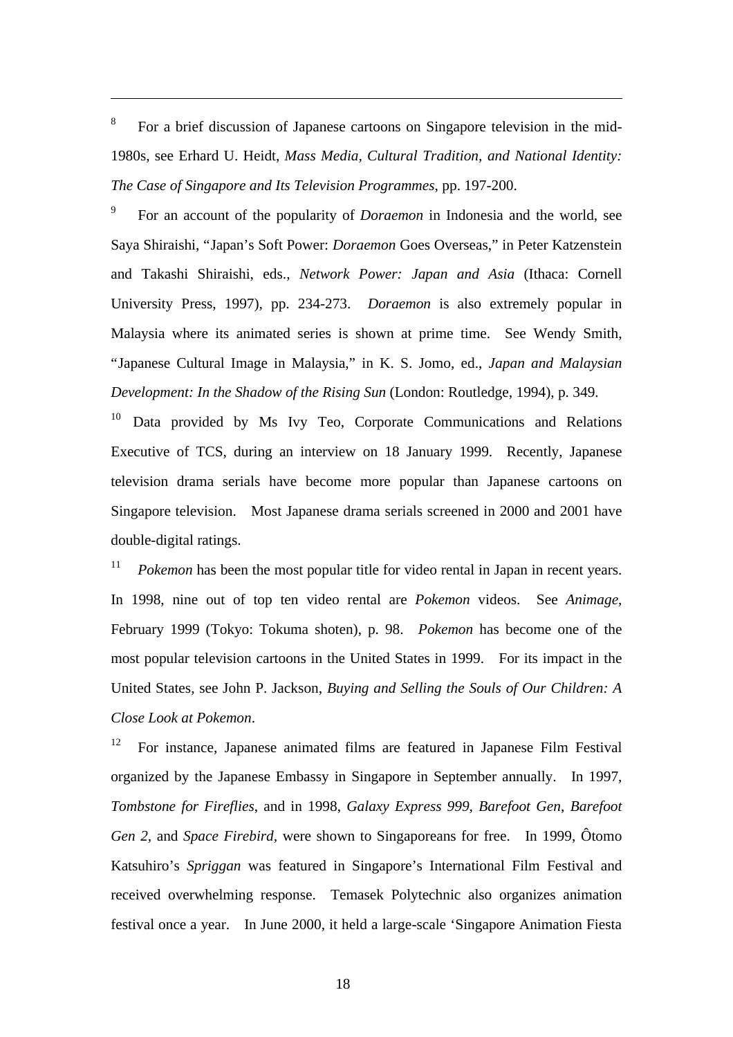[8] For a brief discussion of Japanese cartoons on Singapore television in the mid-1980s, see Erhard U. Heidt, *Mass Media, Cultural Tradition, and National Identity: The Case of Singapore and Its Television Programmes*, pp. 197-200.

[9] For an account of the popularity of *Doraemon* in Indonesia and the world, see Saya Shiraishi, "Japan's Soft Power: *Doraemon* Goes Overseas," in Peter Katzenstein and Takashi Shiraishi, eds., *Network Power: Japan and Asia* (Ithaca: Cornell University Press, 1997), pp. 234-273. *Doraemon* is also extremely popular in Malaysia where its animated series is shown at prime time. See Wendy Smith, "Japanese Cultural Image in Malaysia," in K. S. Jomo, ed., *Japan and Malaysian Development: In the Shadow of the Rising Sun* (London: Routledge, 1994), p. 349.

[10] Data provided by Ms Ivy Teo, Corporate Communications and Relations Executive of TCS, during an interview on 18 January 1999. Recently, Japanese television drama serials have become more popular than Japanese cartoons on Singapore television. Most Japanese drama serials screened in 2000 and 2001 have double-digital ratings.

[11] *Pokemon* has been the most popular title for video rental in Japan in recent years. In 1998, nine out of top ten video rental are *Pokemon* videos. See *Animage*, February 1999 (Tokyo: Tokuma shoten), p. 98. *Pokemon* has become one of the most popular television cartoons in the United States in 1999. For its impact in the United States, see John P. Jackson, *Buying and Selling the Souls of Our Children: A Close Look at Pokemon*.

[12] For instance, Japanese animated films are featured in Japanese Film Festival organized by the Japanese Embassy in Singapore in September annually. In 1997, *Tombstone for Fireflies*, and in 1998, *Galaxy Express 999*, *Barefoot Gen*, *Barefoot Gen 2*, and *Space Firebird*, were shown to Singaporeans for free. In 1999, Ôtomo Katsuhiro's *Spriggan* was featured in Singapore's International Film Festival and received overwhelming response. Temasek Polytechnic also organizes animation festival once a year. In June 2000, it held a large-scale 'Singapore Animation Fiesta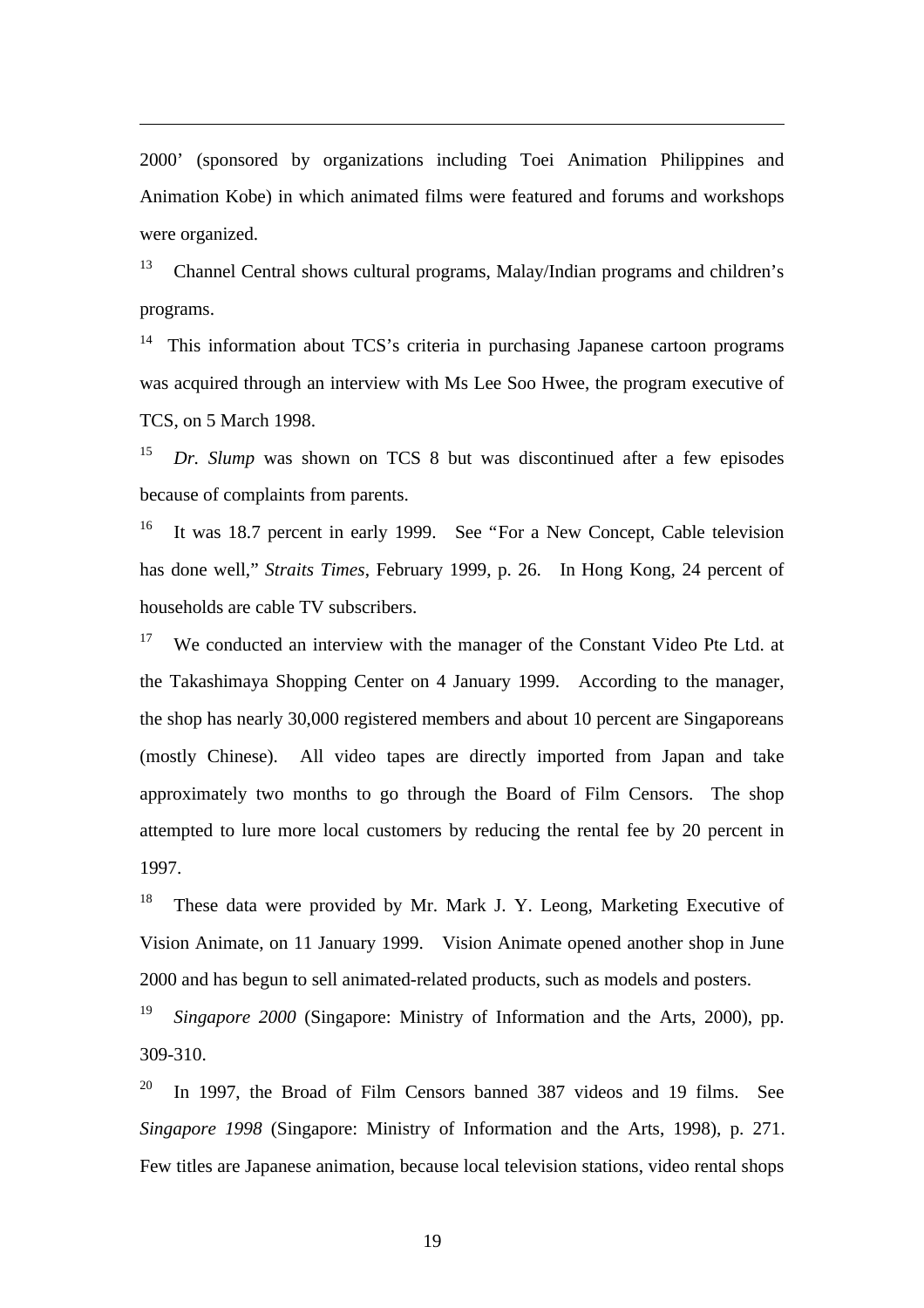2000' (sponsored by organizations including Toei Animation Philippines and Animation Kobe) in which animated films were featured and forums and workshops were organized.

[13] Channel Central shows cultural programs, Malay/Indian programs and children's programs.

[14] This information about TCS's criteria in purchasing Japanese cartoon programs was acquired through an interview with Ms Lee Soo Hwee, the program executive of TCS, on 5 March 1998.

[15] *Dr. Slump* was shown on TCS 8 but was discontinued after a few episodes because of complaints from parents.

[16] It was 18.7 percent in early 1999. See "For a New Concept, Cable television has done well," *Straits Times*, February 1999, p. 26. In Hong Kong, 24 percent of households are cable TV subscribers.

[17] We conducted an interview with the manager of the Constant Video Pte Ltd. at the Takashimaya Shopping Center on 4 January 1999. According to the manager, the shop has nearly 30,000 registered members and about 10 percent are Singaporeans (mostly Chinese). All video tapes are directly imported from Japan and take approximately two months to go through the Board of Film Censors. The shop attempted to lure more local customers by reducing the rental fee by 20 percent in 1997.

[18] These data were provided by Mr. Mark J. Y. Leong, Marketing Executive of Vision Animate, on 11 January 1999. Vision Animate opened another shop in June 2000 and has begun to sell animated-related products, such as models and posters.

[19] *Singapore 2000* (Singapore: Ministry of Information and the Arts, 2000), pp. 309-310.

[20] In 1997, the Broad of Film Censors banned 387 videos and 19 films. See *Singapore 1998* (Singapore: Ministry of Information and the Arts, 1998), p. 271. Few titles are Japanese animation, because local television stations, video rental shops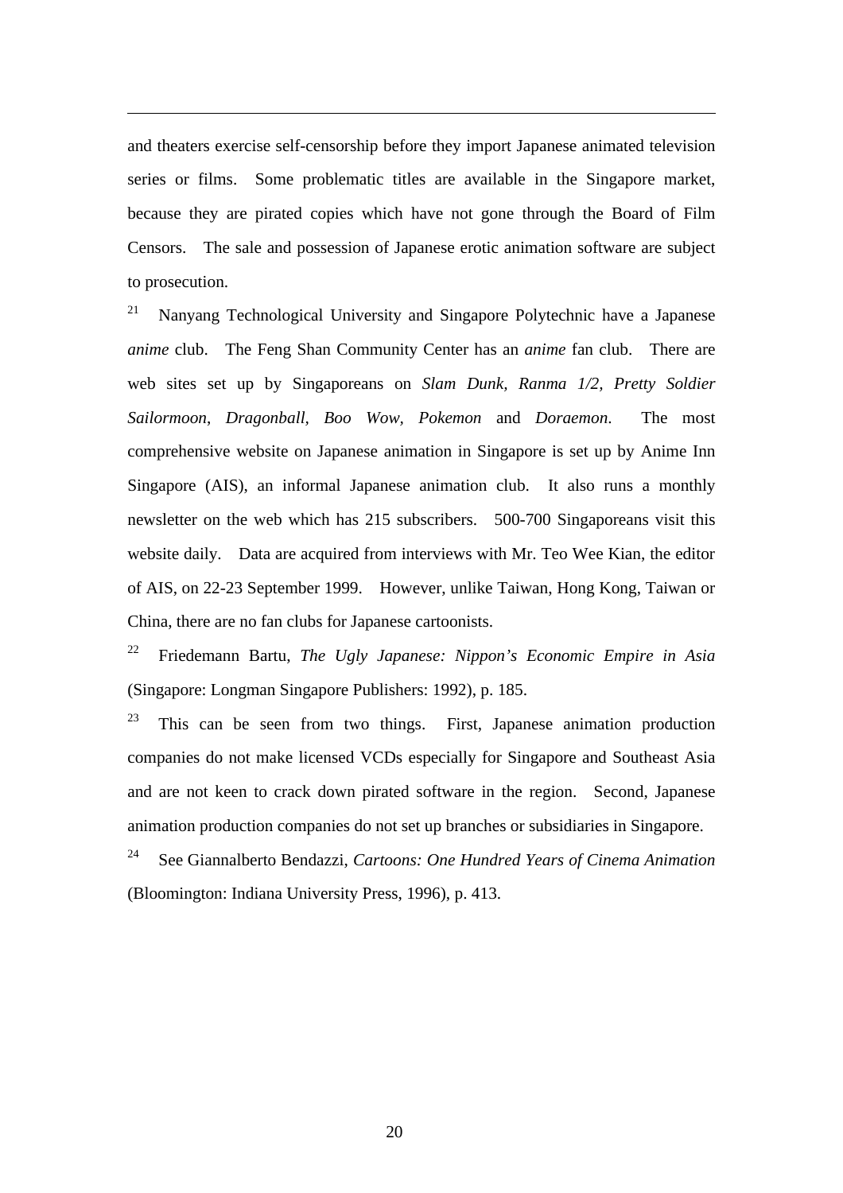and theaters exercise self-censorship before they import Japanese animated television series or films. Some problematic titles are available in the Singapore market, because they are pirated copies which have not gone through the Board of Film Censors. The sale and possession of Japanese erotic animation software are subject to prosecution.

[21] Nanyang Technological University and Singapore Polytechnic have a Japanese *anime* club. The Feng Shan Community Center has an *anime* fan club. There are web sites set up by Singaporeans on *Slam Dunk, Ranma 1/2, Pretty Soldier Sailormoon*, *Dragonball, Boo Wow, Pokemon* and *Doraemon*. The most comprehensive website on Japanese animation in Singapore is set up by Anime Inn Singapore (AIS), an informal Japanese animation club. It also runs a monthly newsletter on the web which has 215 subscribers. 500-700 Singaporeans visit this website daily. Data are acquired from interviews with Mr. Teo Wee Kian, the editor of AIS, on 22-23 September 1999. However, unlike Taiwan, Hong Kong, Taiwan or China, there are no fan clubs for Japanese cartoonists.

[22] Friedemann Bartu, *The Ugly Japanese: Nippon's Economic Empire in Asia* (Singapore: Longman Singapore Publishers: 1992), p. 185.

[23] This can be seen from two things. First, Japanese animation production companies do not make licensed VCDs especially for Singapore and Southeast Asia and are not keen to crack down pirated software in the region. Second, Japanese animation production companies do not set up branches or subsidiaries in Singapore.

[24] See Giannalberto Bendazzi, *Cartoons: One Hundred Years of Cinema Animation* (Bloomington: Indiana University Press, 1996), p. 413.